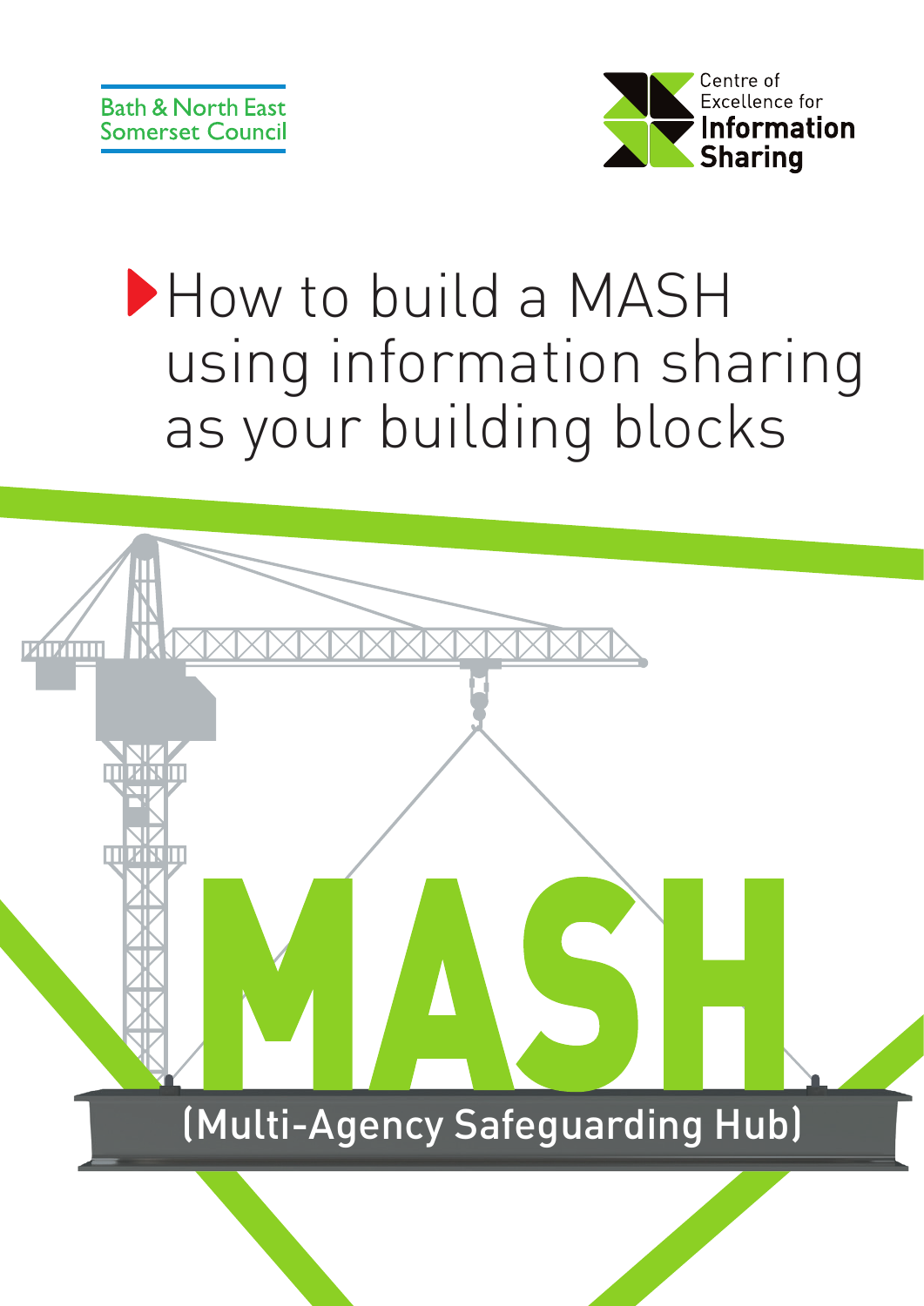Bath & North East Somerset Council

Centre of Excellence for **Information Sharing**

# How to build a MASH using information sharing as your building blocks

**MASH**

(Multi-Agency Safeguarding Hub)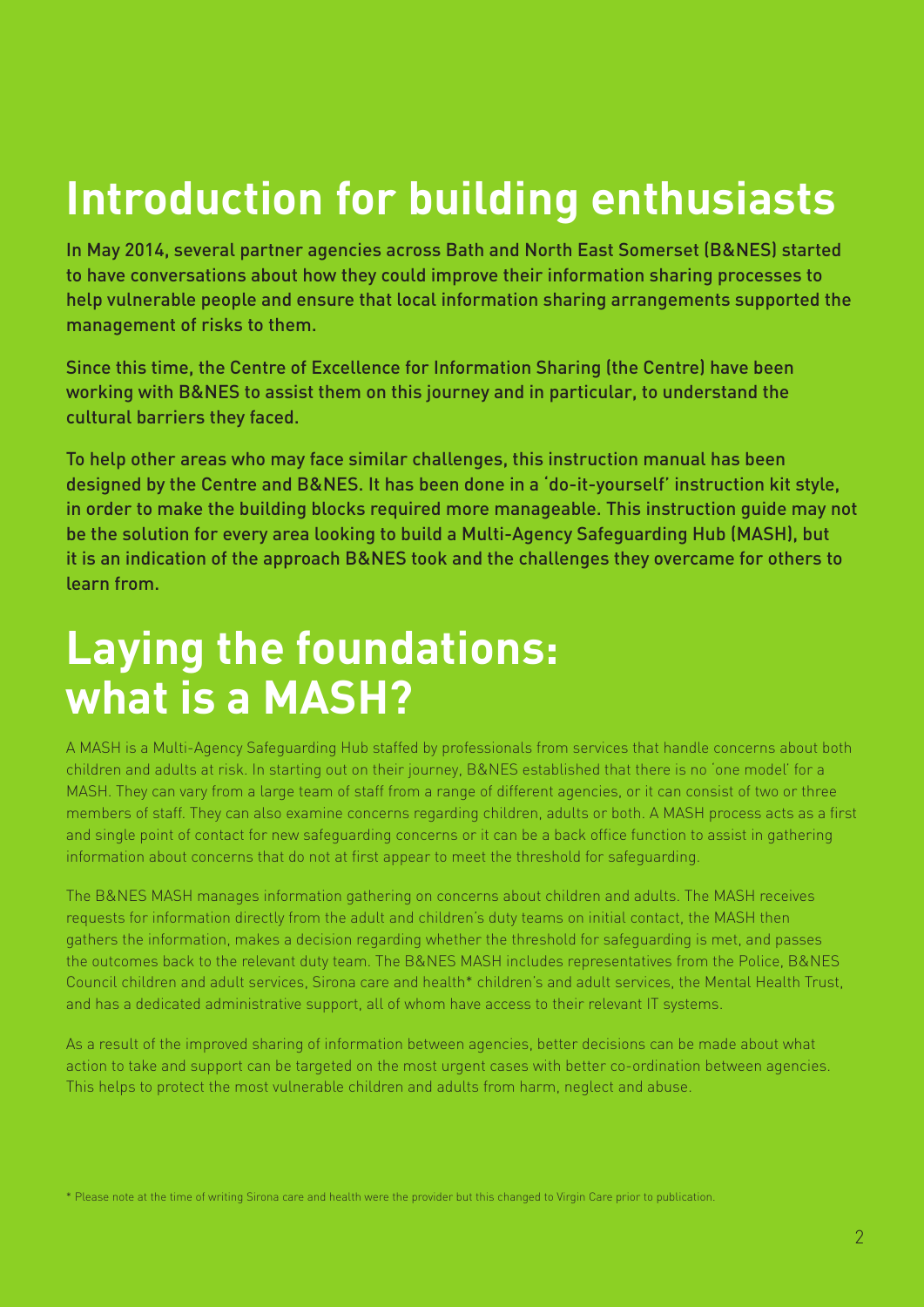# Introduction for building enthusiasts

In May 2014, several partner agencies across Bath and North East Somerset (B&NES) started to have conversations about how they could improve their information sharing processes to help vulnerable people and ensure that local information sharing arrangements supported the management of risks to them.

Since this time, the Centre of Excellence for Information Sharing (the Centre) have been working with B&NES to assist them on this journey and in particular, to understand the cultural barriers they faced.

To help other areas who may face similar challenges, this instruction manual has been designed by the Centre and B&NES. It has been done in a 'do-it-yourself' instruction kit style, in order to make the building blocks required more manageable. This instruction guide may not be the solution for every area looking to build a Multi-Agency Safeguarding Hub (MASH), but it is an indication of the approach B&NES took and the challenges they overcame for others to learn from.

# Laying the foundations: what is a MASH?

A MASH is a Multi-Agency Safeguarding Hub staffed by professionals from services that handle concerns about both children and adults at risk. In starting out on their journey, B&NES established that there is no 'one model' for a MASH. They can vary from a large team of staff from a range of different agencies, or it can consist of two or three members of staff. They can also examine concerns regarding children, adults or both. A MASH process acts as a first and single point of contact for new safeguarding concerns or it can be a back office function to assist in gathering information about concerns that do not at first appear to meet the threshold for safeguarding.

The B&NES MASH manages information gathering on concerns about children and adults. The MASH receives requests for information directly from the adult and children's duty teams on initial contact, the MASH then gathers the information, makes a decision regarding whether the threshold for safeguarding is met, and passes the outcomes back to the relevant duty team. The B&NES MASH includes representatives from the Police, B&NES Council children and adult services, Sirona care and health* children's and adult services, the Mental Health Trust, and has a dedicated administrative support, all of whom have access to their relevant IT systems.

As a result of the improved sharing of information between agencies, better decisions can be made about what action to take and support can be targeted on the most urgent cases with better co-ordination between agencies. This helps to protect the most vulnerable children and adults from harm, neglect and abuse.

\* Please note at the time of writing Sirona care and health were the provider but this changed to Virgin Care prior to publication.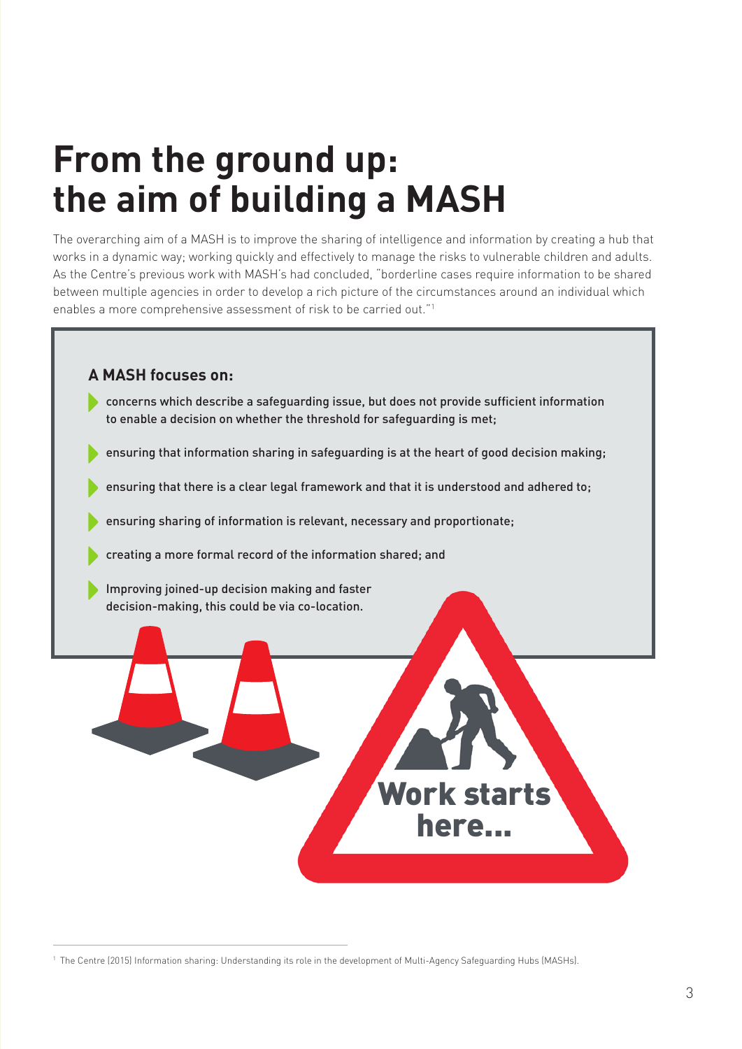# From the ground up: the aim of building a MASH

The overarching aim of a MASH is to improve the sharing of intelligence and information by creating a hub that works in a dynamic way; working quickly and effectively to manage the risks to vulnerable children and adults. As the Centre's previous work with MASH's had concluded, "borderline cases require information to be shared between multiple agencies in order to develop a rich picture of the circumstances around an individual which enables a more comprehensive assessment of risk to be carried out."[1]

**A MASH focuses on:**

- concerns which describe a safeguarding issue, but does not provide sufficient information to enable a decision on whether the threshold for safeguarding is met;
- ensuring that information sharing in safeguarding is at the heart of good decision making;
- ensuring that there is a clear legal framework and that it is understood and adhered to;
- ensuring sharing of information is relevant, necessary and proportionate;
- creating a more formal record of the information shared; and
- Improving joined-up decision making and faster decision-making, this could be via co-location.

Work starts here...

[1] The Centre (2015) Information sharing: Understanding its role in the development of Multi-Agency Safeguarding Hubs (MASHs).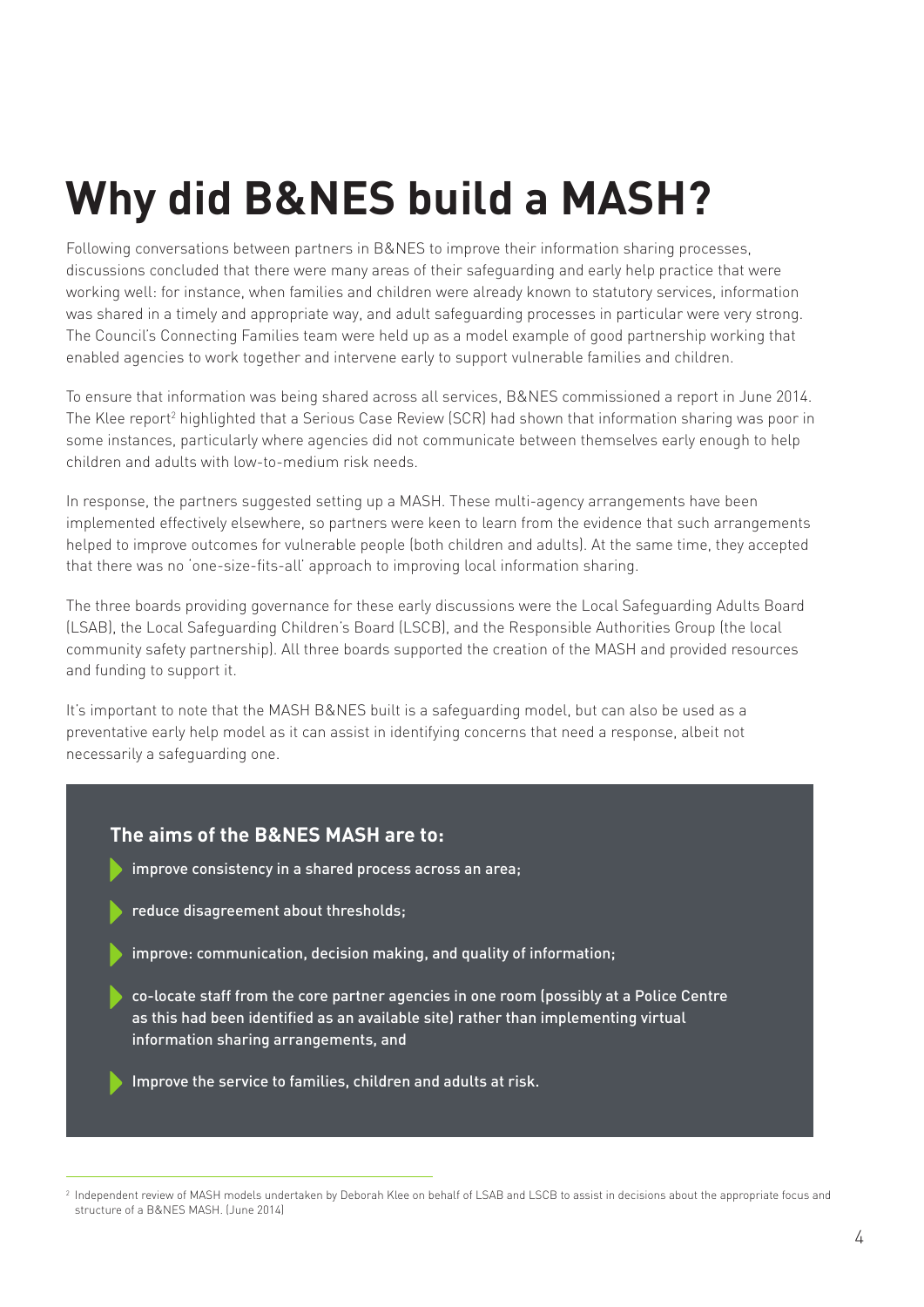# Why did B&NES build a MASH?

Following conversations between partners in B&NES to improve their information sharing processes, discussions concluded that there were many areas of their safeguarding and early help practice that were working well: for instance, when families and children were already known to statutory services, information was shared in a timely and appropriate way, and adult safeguarding processes in particular were very strong. The Council's Connecting Families team were held up as a model example of good partnership working that enabled agencies to work together and intervene early to support vulnerable families and children.

To ensure that information was being shared across all services, B&NES commissioned a report in June 2014. The Klee report[2] highlighted that a Serious Case Review (SCR) had shown that information sharing was poor in some instances, particularly where agencies did not communicate between themselves early enough to help children and adults with low-to-medium risk needs.

In response, the partners suggested setting up a MASH. These multi-agency arrangements have been implemented effectively elsewhere, so partners were keen to learn from the evidence that such arrangements helped to improve outcomes for vulnerable people (both children and adults). At the same time, they accepted that there was no 'one-size-fits-all' approach to improving local information sharing.

The three boards providing governance for these early discussions were the Local Safeguarding Adults Board (LSAB), the Local Safeguarding Children's Board (LSCB), and the Responsible Authorities Group (the local community safety partnership). All three boards supported the creation of the MASH and provided resources and funding to support it.

It's important to note that the MASH B&NES built is a safeguarding model, but can also be used as a preventative early help model as it can assist in identifying concerns that need a response, albeit not necessarily a safeguarding one.

### The aims of the B&NES MASH are to:

- improve consistency in a shared process across an area;
- reduce disagreement about thresholds;
- improve: communication, decision making, and quality of information;
- co-locate staff from the core partner agencies in one room (possibly at a Police Centre as this had been identified as an available site) rather than implementing virtual information sharing arrangements, and
- Improve the service to families, children and adults at risk.

[2] Independent review of MASH models undertaken by Deborah Klee on behalf of LSAB and LSCB to assist in decisions about the appropriate focus and structure of a B&NES MASH. (June 2014)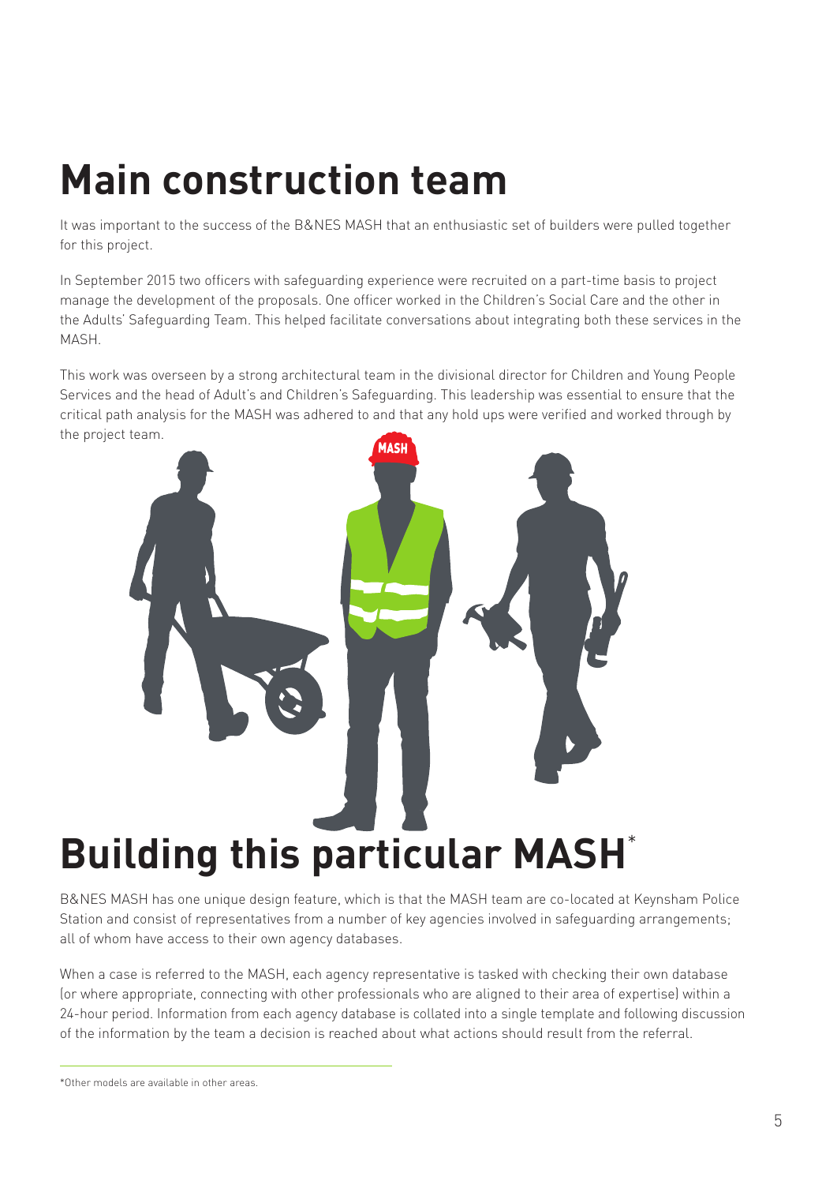# Main construction team

It was important to the success of the B&NES MASH that an enthusiastic set of builders were pulled together for this project.

In September 2015 two officers with safeguarding experience were recruited on a part-time basis to project manage the development of the proposals. One officer worked in the Children's Social Care and the other in the Adults' Safeguarding Team. This helped facilitate conversations about integrating both these services in the MASH.

This work was overseen by a strong architectural team in the divisional director for Children and Young People Services and the head of Adult's and Children's Safeguarding. This leadership was essential to ensure that the critical path analysis for the MASH was adhered to and that any hold ups were verified and worked through by the project team.

# Building this particular MASH*

B&NES MASH has one unique design feature, which is that the MASH team are co-located at Keynsham Police Station and consist of representatives from a number of key agencies involved in safeguarding arrangements; all of whom have access to their own agency databases.

When a case is referred to the MASH, each agency representative is tasked with checking their own database (or where appropriate, connecting with other professionals who are aligned to their area of expertise) within a 24-hour period. Information from each agency database is collated into a single template and following discussion of the information by the team a decision is reached about what actions should result from the referral.

---

*Other models are available in other areas.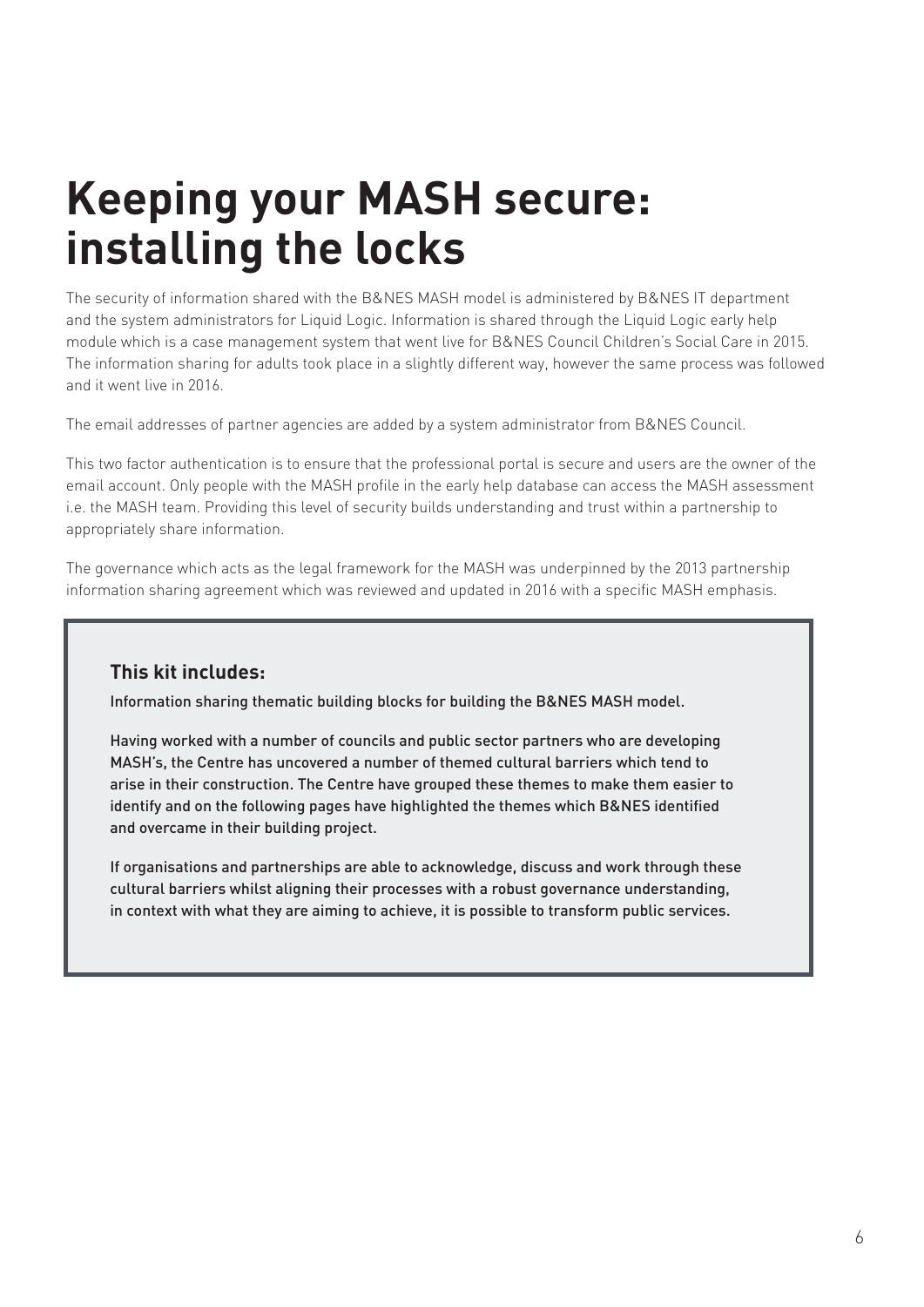# Keeping your MASH secure: installing the locks

The security of information shared with the B&NES MASH model is administered by B&NES IT department and the system administrators for Liquid Logic. Information is shared through the Liquid Logic early help module which is a case management system that went live for B&NES Council Children's Social Care in 2015. The information sharing for adults took place in a slightly different way, however the same process was followed and it went live in 2016.

The email addresses of partner agencies are added by a system administrator from B&NES Council.

This two factor authentication is to ensure that the professional portal is secure and users are the owner of the email account. Only people with the MASH profile in the early help database can access the MASH assessment i.e. the MASH team. Providing this level of security builds understanding and trust within a partnership to appropriately share information.

The governance which acts as the legal framework for the MASH was underpinned by the 2013 partnership information sharing agreement which was reviewed and updated in 2016 with a specific MASH emphasis.

### This kit includes:

Information sharing thematic building blocks for building the B&NES MASH model.

Having worked with a number of councils and public sector partners who are developing MASH's, the Centre has uncovered a number of themed cultural barriers which tend to arise in their construction. The Centre have grouped these themes to make them easier to identify and on the following pages have highlighted the themes which B&NES identified and overcame in their building project.

If organisations and partnerships are able to acknowledge, discuss and work through these cultural barriers whilst aligning their processes with a robust governance understanding, in context with what they are aiming to achieve, it is possible to transform public services.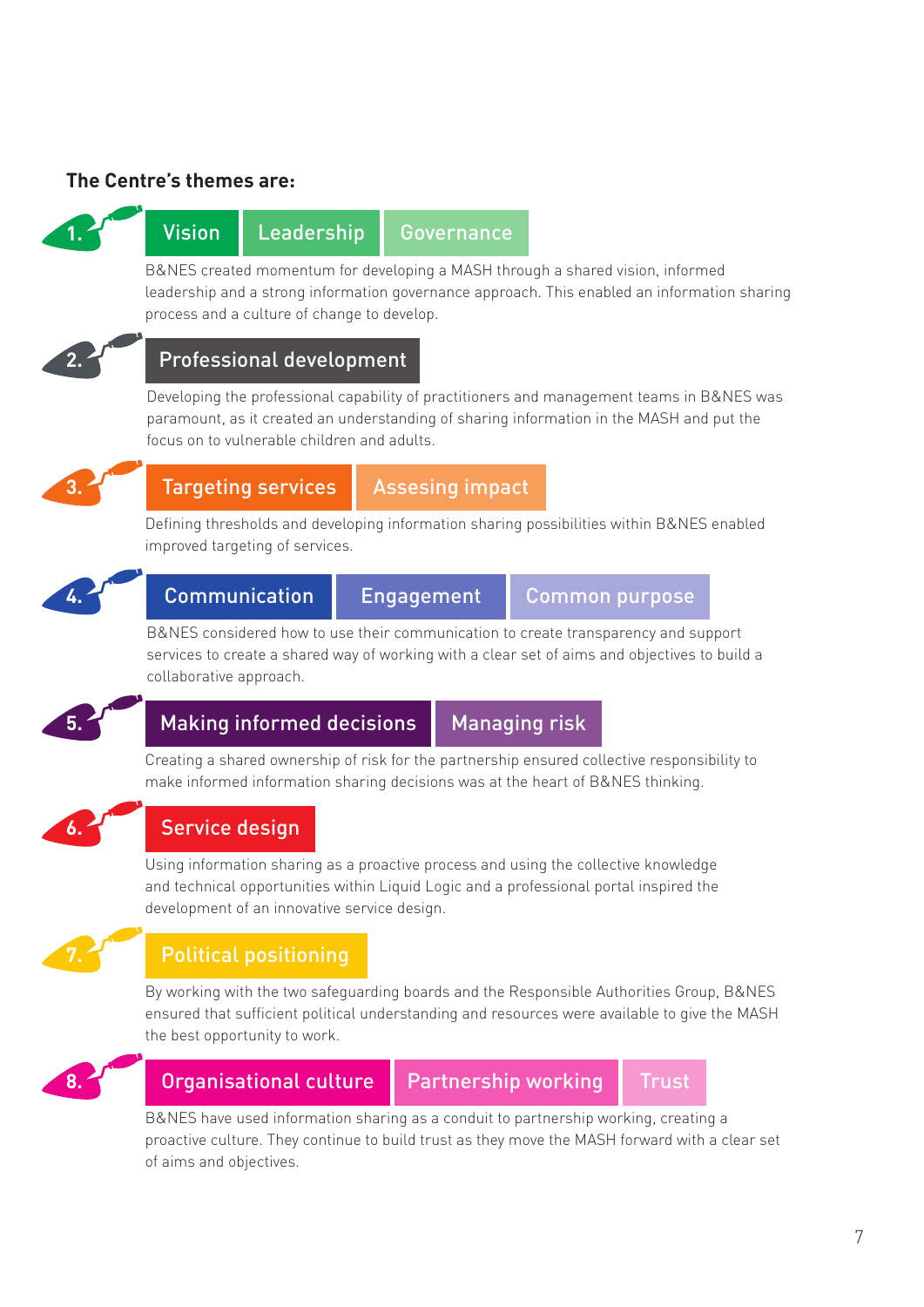**The Centre's themes are:**

**1. Vision | Leadership | Governance**

B&NES created momentum for developing a MASH through a shared vision, informed leadership and a strong information governance approach. This enabled an information sharing process and a culture of change to develop.

**2. Professional development**

Developing the professional capability of practitioners and management teams in B&NES was paramount, as it created an understanding of sharing information in the MASH and put the focus on to vulnerable children and adults.

**3. Targeting services | Assesing impact**

Defining thresholds and developing information sharing possibilities within B&NES enabled improved targeting of services.

**4. Communication | Engagement | Common purpose**

B&NES considered how to use their communication to create transparency and support services to create a shared way of working with a clear set of aims and objectives to build a collaborative approach.

**5. Making informed decisions | Managing risk**

Creating a shared ownership of risk for the partnership ensured collective responsibility to make informed information sharing decisions was at the heart of B&NES thinking.

**6. Service design**

Using information sharing as a proactive process and using the collective knowledge and technical opportunities within Liquid Logic and a professional portal inspired the development of an innovative service design.

**7. Political positioning**

By working with the two safeguarding boards and the Responsible Authorities Group, B&NES ensured that sufficient political understanding and resources were available to give the MASH the best opportunity to work.

**8. Organisational culture | Partnership working | Trust**

B&NES have used information sharing as a conduit to partnership working, creating a proactive culture. They continue to build trust as they move the MASH forward with a clear set of aims and objectives.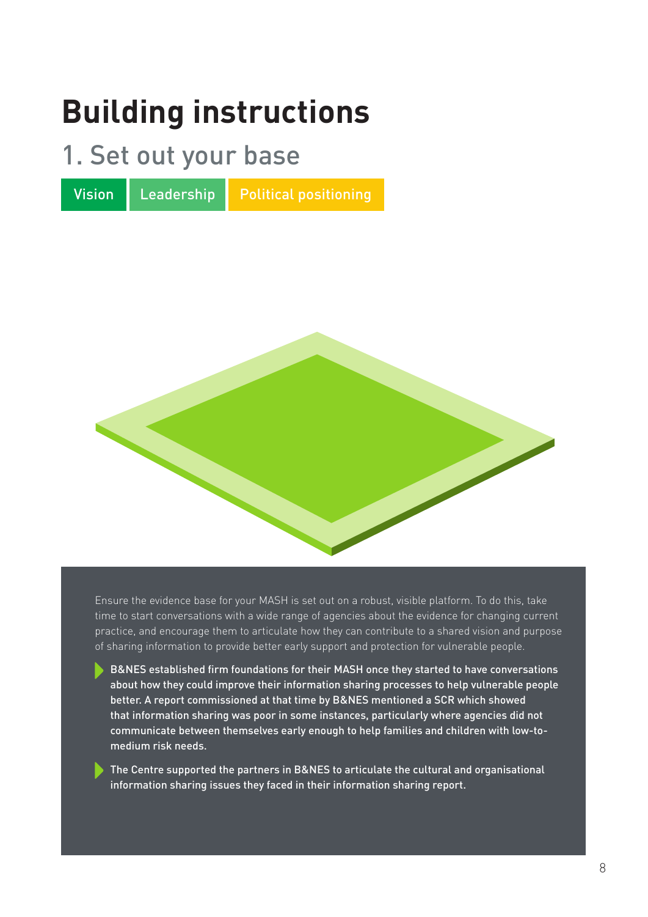# Building instructions

## 1. Set out your base

Vision | Leadership | Political positioning

Ensure the evidence base for your MASH is set out on a robust, visible platform. To do this, take time to start conversations with a wide range of agencies about the evidence for changing current practice, and encourage them to articulate how they can contribute to a shared vision and purpose of sharing information to provide better early support and protection for vulnerable people.

- B&NES established firm foundations for their MASH once they started to have conversations about how they could improve their information sharing processes to help vulnerable people better. A report commissioned at that time by B&NES mentioned a SCR which showed that information sharing was poor in some instances, particularly where agencies did not communicate between themselves early enough to help families and children with low-to-medium risk needs.
- The Centre supported the partners in B&NES to articulate the cultural and organisational information sharing issues they faced in their information sharing report.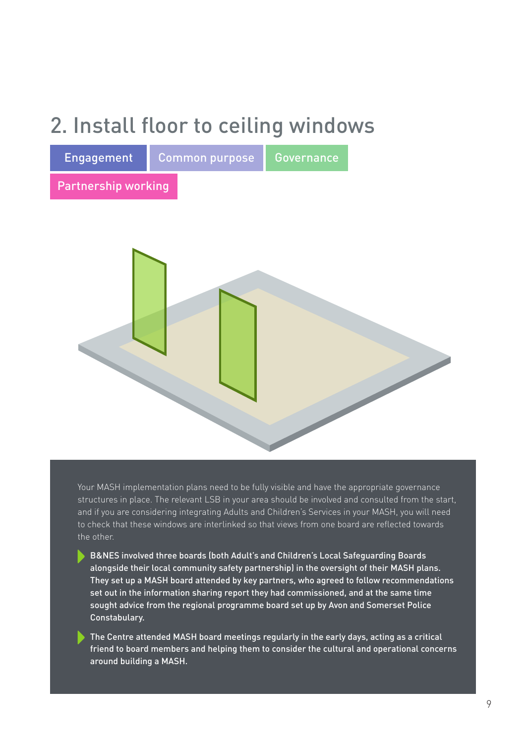# 2. Install floor to ceiling windows

Engagement | Common purpose | Governance | Partnership working

Your MASH implementation plans need to be fully visible and have the appropriate governance structures in place. The relevant LSB in your area should be involved and consulted from the start, and if you are considering integrating Adults and Children's Services in your MASH, you will need to check that these windows are interlinked so that views from one board are reflected towards the other.

- **B&NES involved three boards (both Adult's and Children's Local Safeguarding Boards alongside their local community safety partnership) in the oversight of their MASH plans. They set up a MASH board attended by key partners, who agreed to follow recommendations set out in the information sharing report they had commissioned, and at the same time sought advice from the regional programme board set up by Avon and Somerset Police Constabulary.**
- **The Centre attended MASH board meetings regularly in the early days, acting as a critical friend to board members and helping them to consider the cultural and operational concerns around building a MASH.**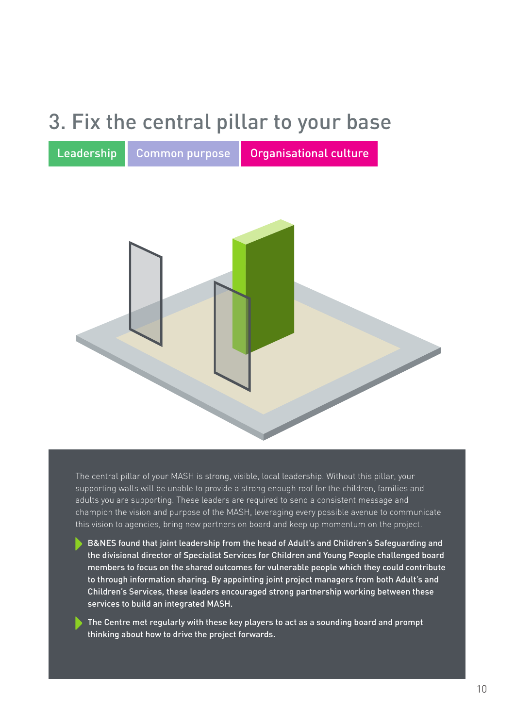# 3. Fix the central pillar to your base

Leadership | Common purpose | Organisational culture

The central pillar of your MASH is strong, visible, local leadership. Without this pillar, your supporting walls will be unable to provide a strong enough roof for the children, families and adults you are supporting. These leaders are required to send a consistent message and champion the vision and purpose of the MASH, leveraging every possible avenue to communicate this vision to agencies, bring new partners on board and keep up momentum on the project.

- **B&NES found that joint leadership from the head of Adult's and Children's Safeguarding and the divisional director of Specialist Services for Children and Young People challenged board members to focus on the shared outcomes for vulnerable people which they could contribute to through information sharing. By appointing joint project managers from both Adult's and Children's Services, these leaders encouraged strong partnership working between these services to build an integrated MASH.**
- **The Centre met regularly with these key players to act as a sounding board and prompt thinking about how to drive the project forwards.**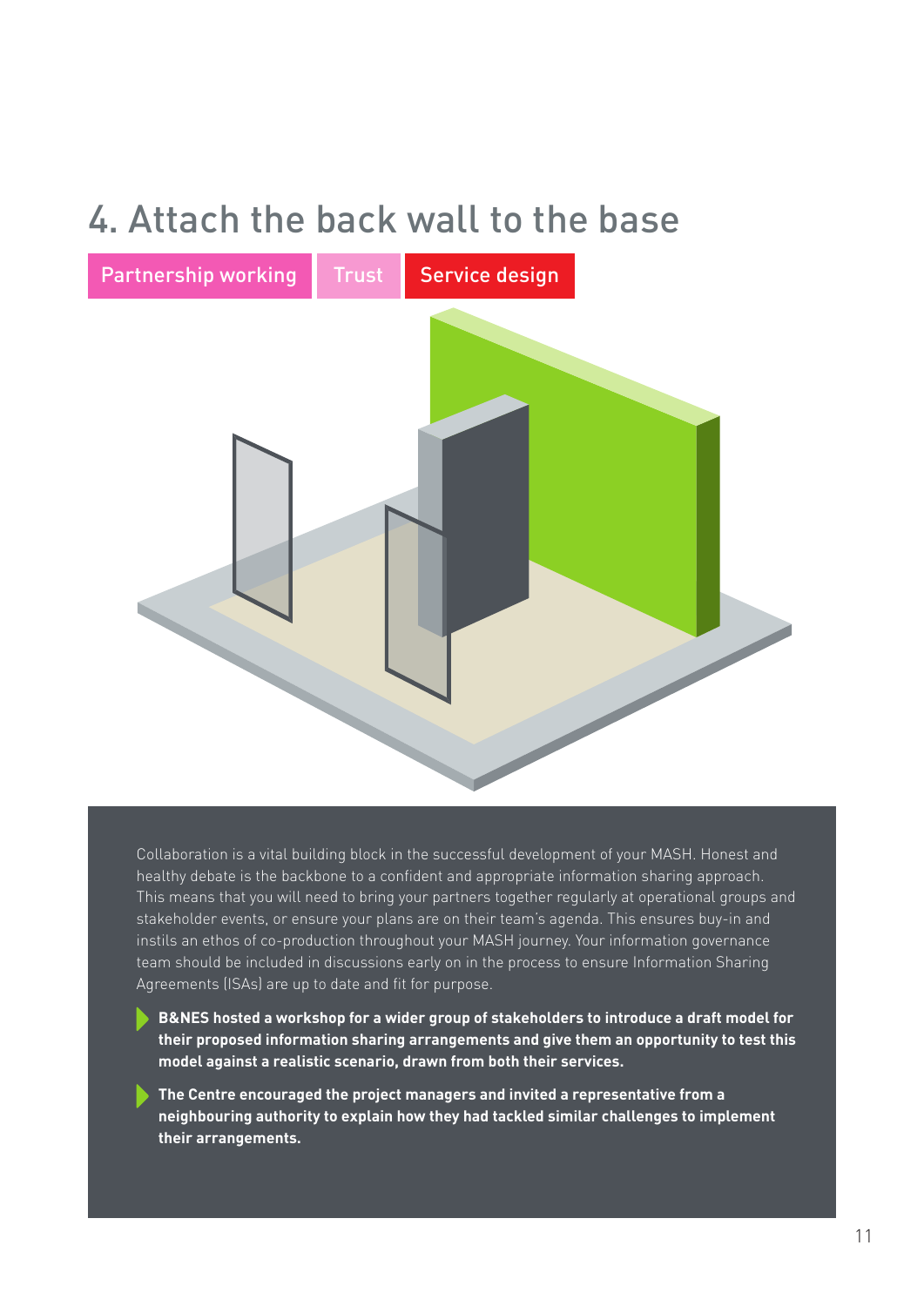# 4. Attach the back wall to the base

Partnership working | Trust | Service design

Collaboration is a vital building block in the successful development of your MASH. Honest and healthy debate is the backbone to a confident and appropriate information sharing approach. This means that you will need to bring your partners together regularly at operational groups and stakeholder events, or ensure your plans are on their team's agenda. This ensures buy-in and instils an ethos of co-production throughout your MASH journey. Your information governance team should be included in discussions early on in the process to ensure Information Sharing Agreements (ISAs) are up to date and fit for purpose.

- **B&NES hosted a workshop for a wider group of stakeholders to introduce a draft model for their proposed information sharing arrangements and give them an opportunity to test this model against a realistic scenario, drawn from both their services.**
- **The Centre encouraged the project managers and invited a representative from a neighbouring authority to explain how they had tackled similar challenges to implement their arrangements.**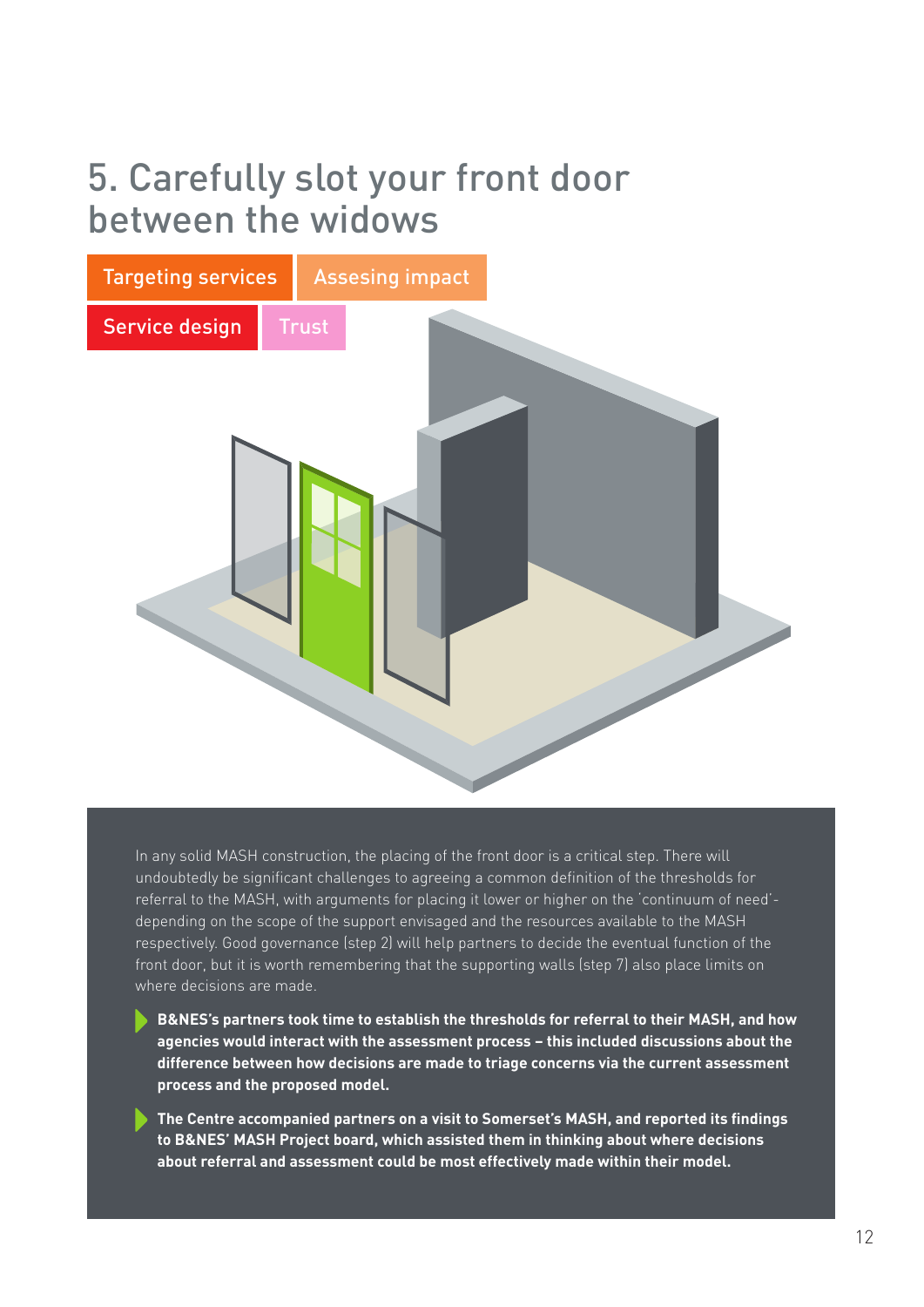# 5. Carefully slot your front door between the widows

Targeting services | Assesing impact | Service design | Trust

In any solid MASH construction, the placing of the front door is a critical step. There will undoubtedly be significant challenges to agreeing a common definition of the thresholds for referral to the MASH, with arguments for placing it lower or higher on the 'continuum of need'- depending on the scope of the support envisaged and the resources available to the MASH respectively. Good governance (step 2) will help partners to decide the eventual function of the front door, but it is worth remembering that the supporting walls (step 7) also place limits on where decisions are made.

- **B&NES's partners took time to establish the thresholds for referral to their MASH, and how agencies would interact with the assessment process – this included discussions about the difference between how decisions are made to triage concerns via the current assessment process and the proposed model.**
- **The Centre accompanied partners on a visit to Somerset's MASH, and reported its findings to B&NES' MASH Project board, which assisted them in thinking about where decisions about referral and assessment could be most effectively made within their model.**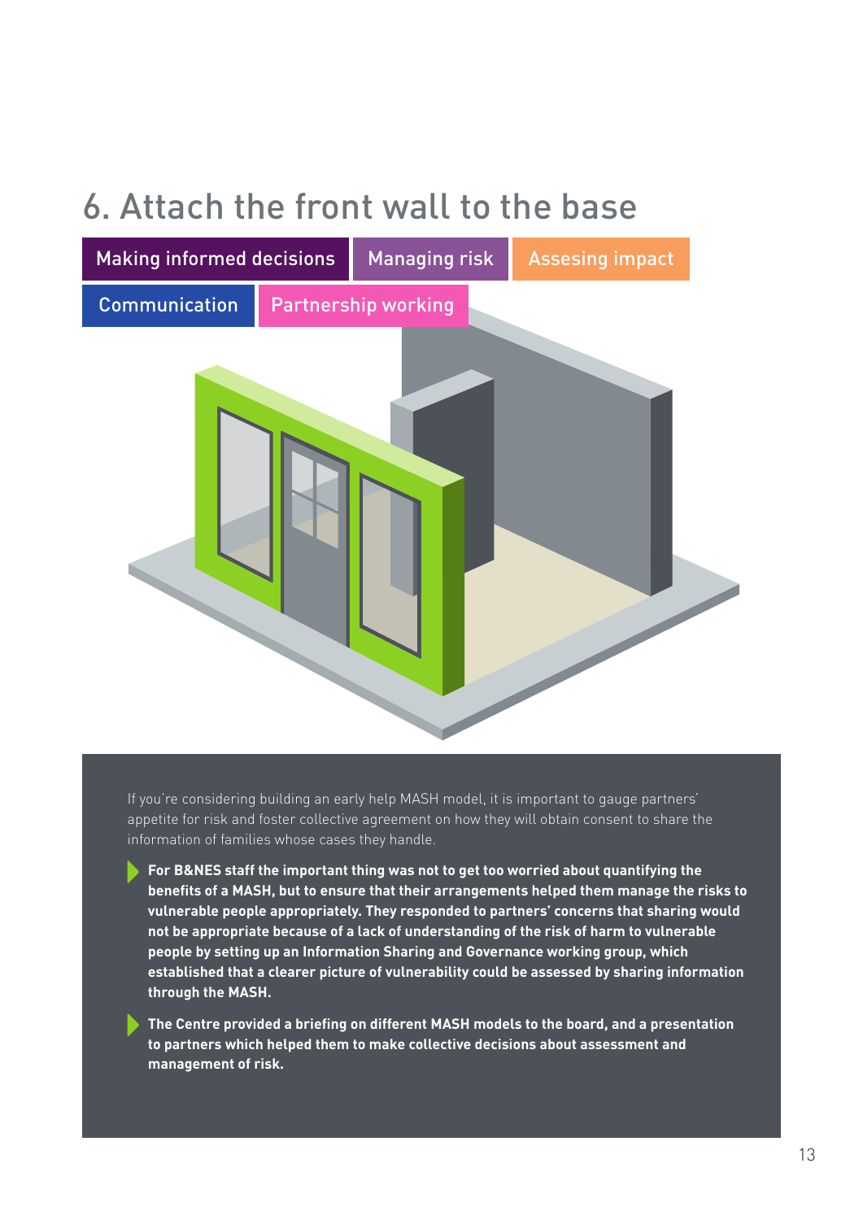# 6. Attach the front wall to the base

Making informed decisions | Managing risk | Assesing impact | Communication | Partnership working

If you're considering building an early help MASH model, it is important to gauge partners' appetite for risk and foster collective agreement on how they will obtain consent to share the information of families whose cases they handle.

- **For B&NES staff the important thing was not to get too worried about quantifying the benefits of a MASH, but to ensure that their arrangements helped them manage the risks to vulnerable people appropriately. They responded to partners' concerns that sharing would not be appropriate because of a lack of understanding of the risk of harm to vulnerable people by setting up an Information Sharing and Governance working group, which established that a clearer picture of vulnerability could be assessed by sharing information through the MASH.**
- **The Centre provided a briefing on different MASH models to the board, and a presentation to partners which helped them to make collective decisions about assessment and management of risk.**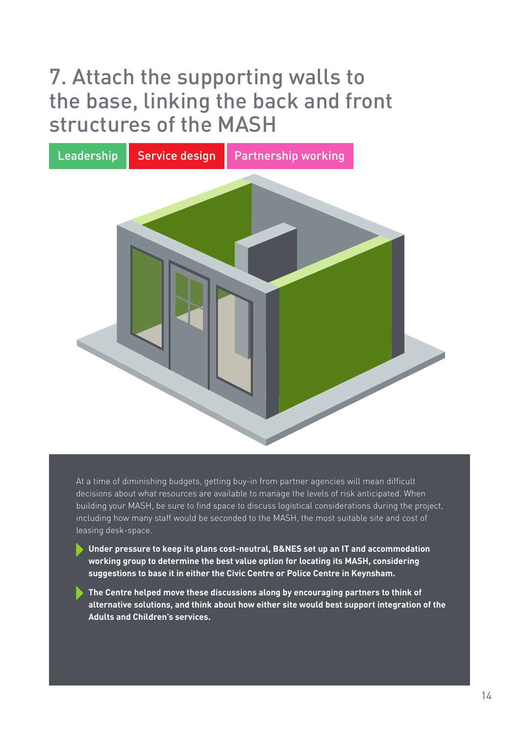# 7. Attach the supporting walls to the base, linking the back and front structures of the MASH

Leadership | Service design | Partnership working

At a time of diminishing budgets, getting buy-in from partner agencies will mean difficult decisions about what resources are available to manage the levels of risk anticipated. When building your MASH, be sure to find space to discuss logistical considerations during the project, including how many staff would be seconded to the MASH, the most suitable site and cost of leasing desk-space.

- **Under pressure to keep its plans cost-neutral, B&NES set up an IT and accommodation working group to determine the best value option for locating its MASH, considering suggestions to base it in either the Civic Centre or Police Centre in Keynsham.**
- **The Centre helped move these discussions along by encouraging partners to think of alternative solutions, and think about how either site would best support integration of the Adults and Children's services.**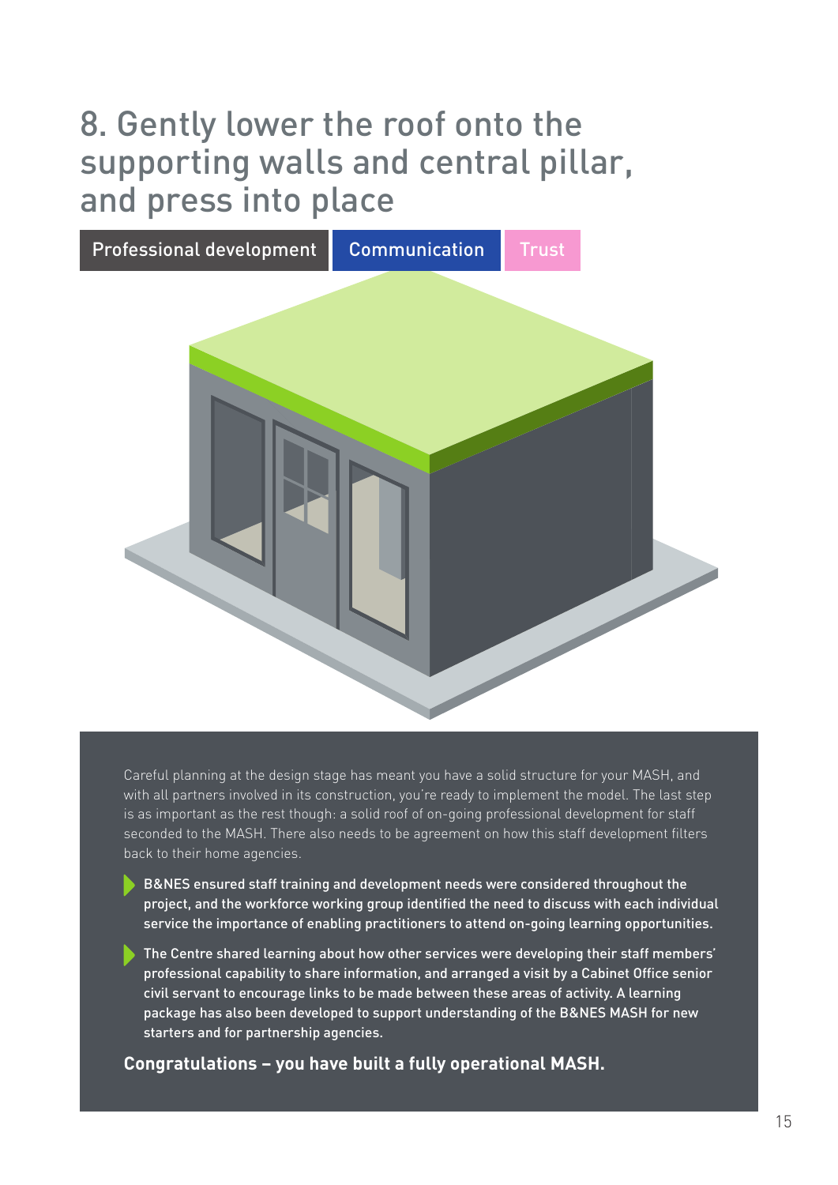# 8. Gently lower the roof onto the supporting walls and central pillar, and press into place

Professional development | Communication | Trust

Careful planning at the design stage has meant you have a solid structure for your MASH, and with all partners involved in its construction, you're ready to implement the model. The last step is as important as the rest though: a solid roof of on-going professional development for staff seconded to the MASH. There also needs to be agreement on how this staff development filters back to their home agencies.

- **B&NES ensured staff training and development needs were considered throughout the project, and the workforce working group identified the need to discuss with each individual service the importance of enabling practitioners to attend on-going learning opportunities.**
- **The Centre shared learning about how other services were developing their staff members' professional capability to share information, and arranged a visit by a Cabinet Office senior civil servant to encourage links to be made between these areas of activity. A learning package has also been developed to support understanding of the B&NES MASH for new starters and for partnership agencies.**

**Congratulations – you have built a fully operational MASH.**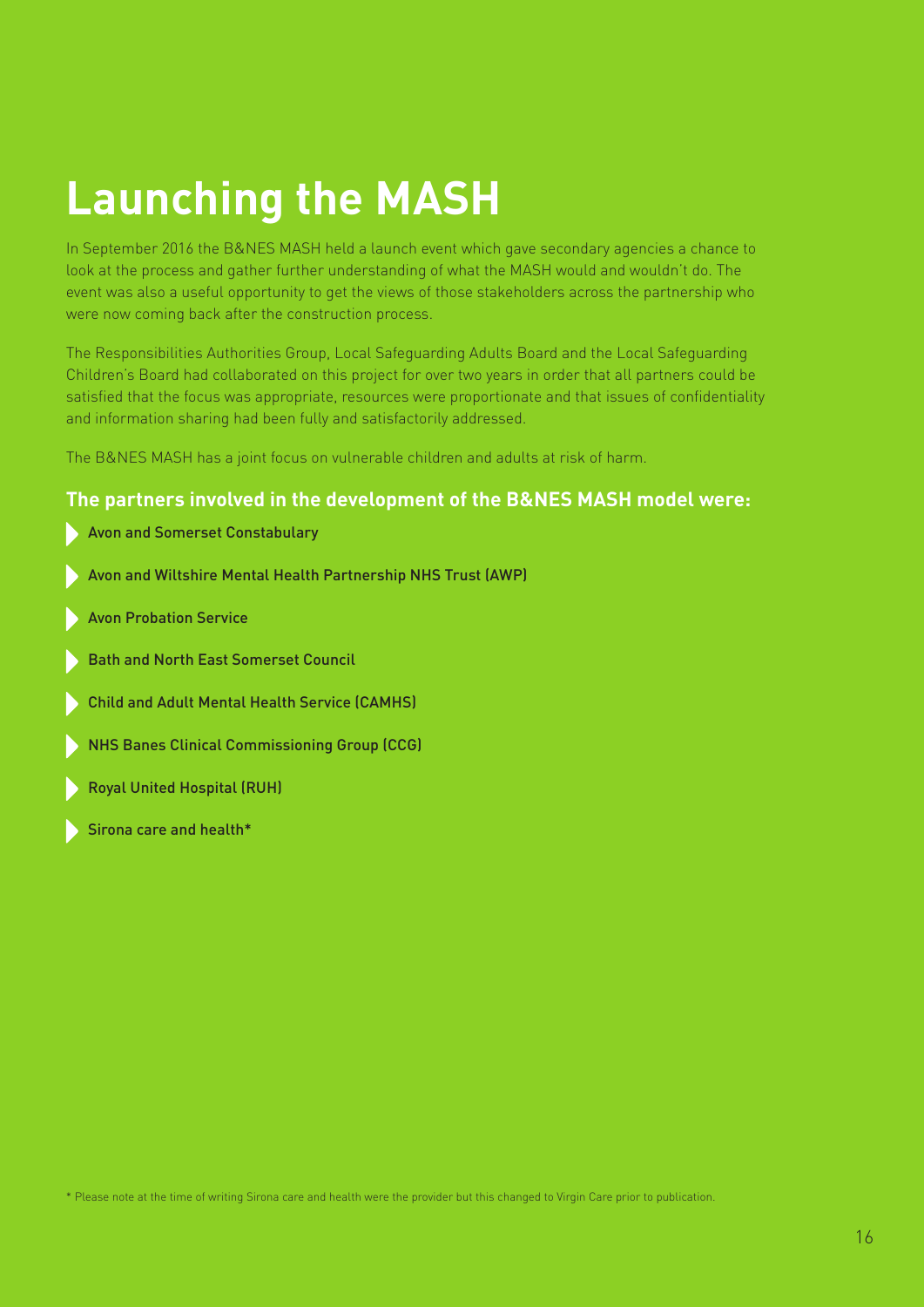# Launching the MASH

In September 2016 the B&NES MASH held a launch event which gave secondary agencies a chance to look at the process and gather further understanding of what the MASH would and wouldn't do. The event was also a useful opportunity to get the views of those stakeholders across the partnership who were now coming back after the construction process.

The Responsibilities Authorities Group, Local Safeguarding Adults Board and the Local Safeguarding Children's Board had collaborated on this project for over two years in order that all partners could be satisfied that the focus was appropriate, resources were proportionate and that issues of confidentiality and information sharing had been fully and satisfactorily addressed.

The B&NES MASH has a joint focus on vulnerable children and adults at risk of harm.

### The partners involved in the development of the B&NES MASH model were:

- Avon and Somerset Constabulary
- Avon and Wiltshire Mental Health Partnership NHS Trust (AWP)
- Avon Probation Service
- Bath and North East Somerset Council
- Child and Adult Mental Health Service (CAMHS)
- NHS Banes Clinical Commissioning Group (CCG)
- Royal United Hospital (RUH)
- Sirona care and health*

* Please note at the time of writing Sirona care and health were the provider but this changed to Virgin Care prior to publication.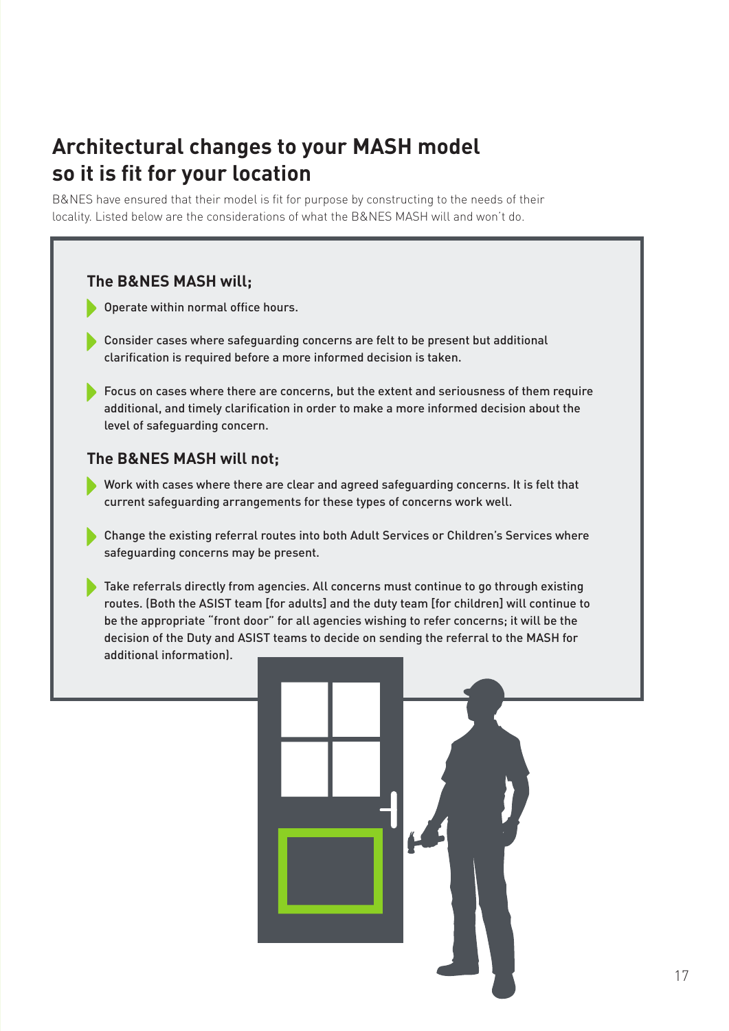# Architectural changes to your MASH model so it is fit for your location

B&NES have ensured that their model is fit for purpose by constructing to the needs of their locality. Listed below are the considerations of what the B&NES MASH will and won't do.

### The B&NES MASH will;

- Operate within normal office hours.
- Consider cases where safeguarding concerns are felt to be present but additional clarification is required before a more informed decision is taken.
- Focus on cases where there are concerns, but the extent and seriousness of them require additional, and timely clarification in order to make a more informed decision about the level of safeguarding concern.

### The B&NES MASH will not;

- Work with cases where there are clear and agreed safeguarding concerns. It is felt that current safeguarding arrangements for these types of concerns work well.
- Change the existing referral routes into both Adult Services or Children's Services where safeguarding concerns may be present.
- Take referrals directly from agencies. All concerns must continue to go through existing routes. (Both the ASIST team [for adults] and the duty team [for children] will continue to be the appropriate "front door" for all agencies wishing to refer concerns; it will be the decision of the Duty and ASIST teams to decide on sending the referral to the MASH for additional information).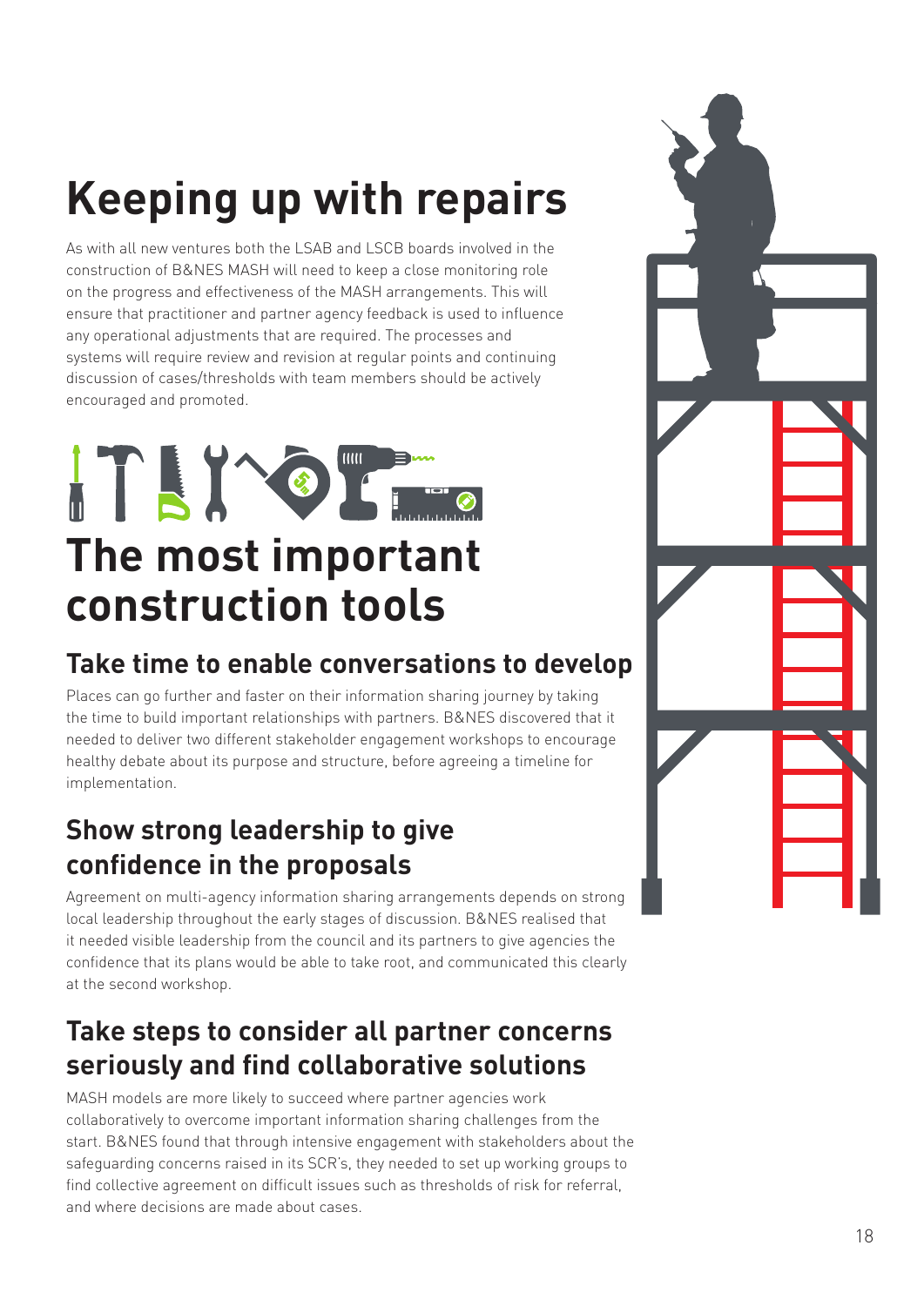# Keeping up with repairs

As with all new ventures both the LSAB and LSCB boards involved in the construction of B&NES MASH will need to keep a close monitoring role on the progress and effectiveness of the MASH arrangements. This will ensure that practitioner and partner agency feedback is used to influence any operational adjustments that are required. The processes and systems will require review and revision at regular points and continuing discussion of cases/thresholds with team members should be actively encouraged and promoted.

# The most important construction tools

## Take time to enable conversations to develop

Places can go further and faster on their information sharing journey by taking the time to build important relationships with partners. B&NES discovered that it needed to deliver two different stakeholder engagement workshops to encourage healthy debate about its purpose and structure, before agreeing a timeline for implementation.

## Show strong leadership to give confidence in the proposals

Agreement on multi-agency information sharing arrangements depends on strong local leadership throughout the early stages of discussion. B&NES realised that it needed visible leadership from the council and its partners to give agencies the confidence that its plans would be able to take root, and communicated this clearly at the second workshop.

## Take steps to consider all partner concerns seriously and find collaborative solutions

MASH models are more likely to succeed where partner agencies work collaboratively to overcome important information sharing challenges from the start. B&NES found that through intensive engagement with stakeholders about the safeguarding concerns raised in its SCR's, they needed to set up working groups to find collective agreement on difficult issues such as thresholds of risk for referral, and where decisions are made about cases.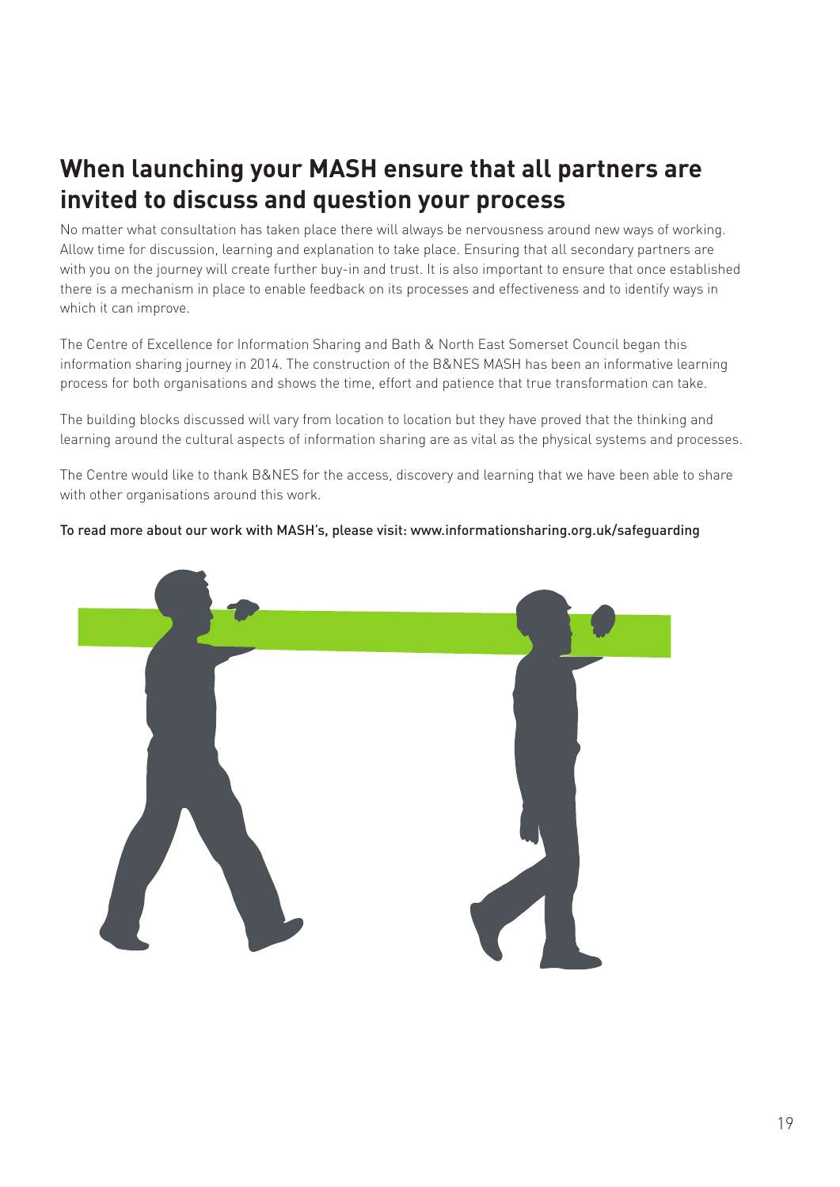## When launching your MASH ensure that all partners are invited to discuss and question your process

No matter what consultation has taken place there will always be nervousness around new ways of working. Allow time for discussion, learning and explanation to take place. Ensuring that all secondary partners are with you on the journey will create further buy-in and trust. It is also important to ensure that once established there is a mechanism in place to enable feedback on its processes and effectiveness and to identify ways in which it can improve.

The Centre of Excellence for Information Sharing and Bath & North East Somerset Council began this information sharing journey in 2014. The construction of the B&NES MASH has been an informative learning process for both organisations and shows the time, effort and patience that true transformation can take.

The building blocks discussed will vary from location to location but they have proved that the thinking and learning around the cultural aspects of information sharing are as vital as the physical systems and processes.

The Centre would like to thank B&NES for the access, discovery and learning that we have been able to share with other organisations around this work.

To read more about our work with MASH's, please visit: www.informationsharing.org.uk/safeguarding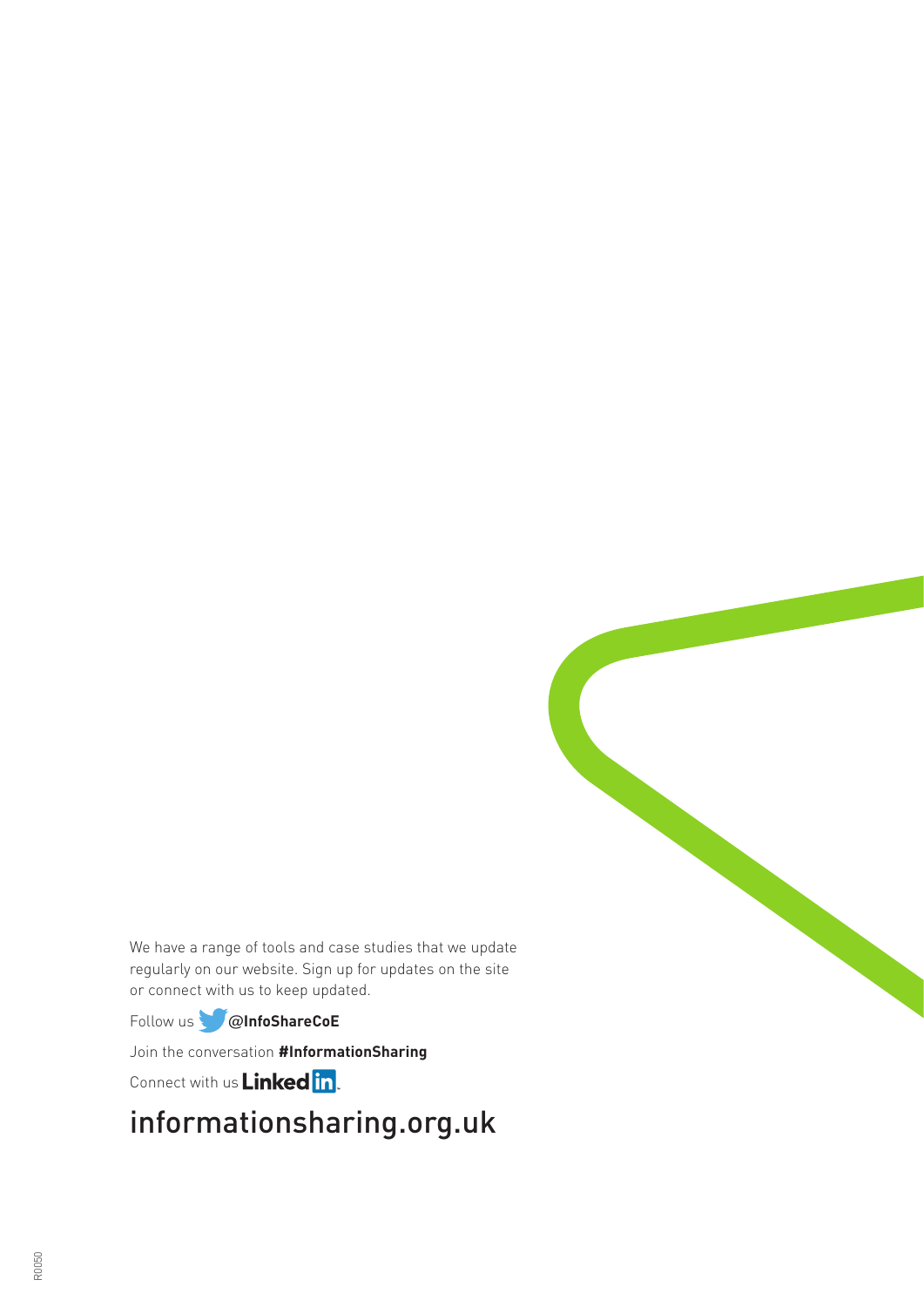We have a range of tools and case studies that we update regularly on our website. Sign up for updates on the site or connect with us to keep updated.

Follow us **@InfoShareCoE**

Join the conversation **#InformationSharing**

Connect with us **LinkedIn**

informationsharing.org.uk

R0050